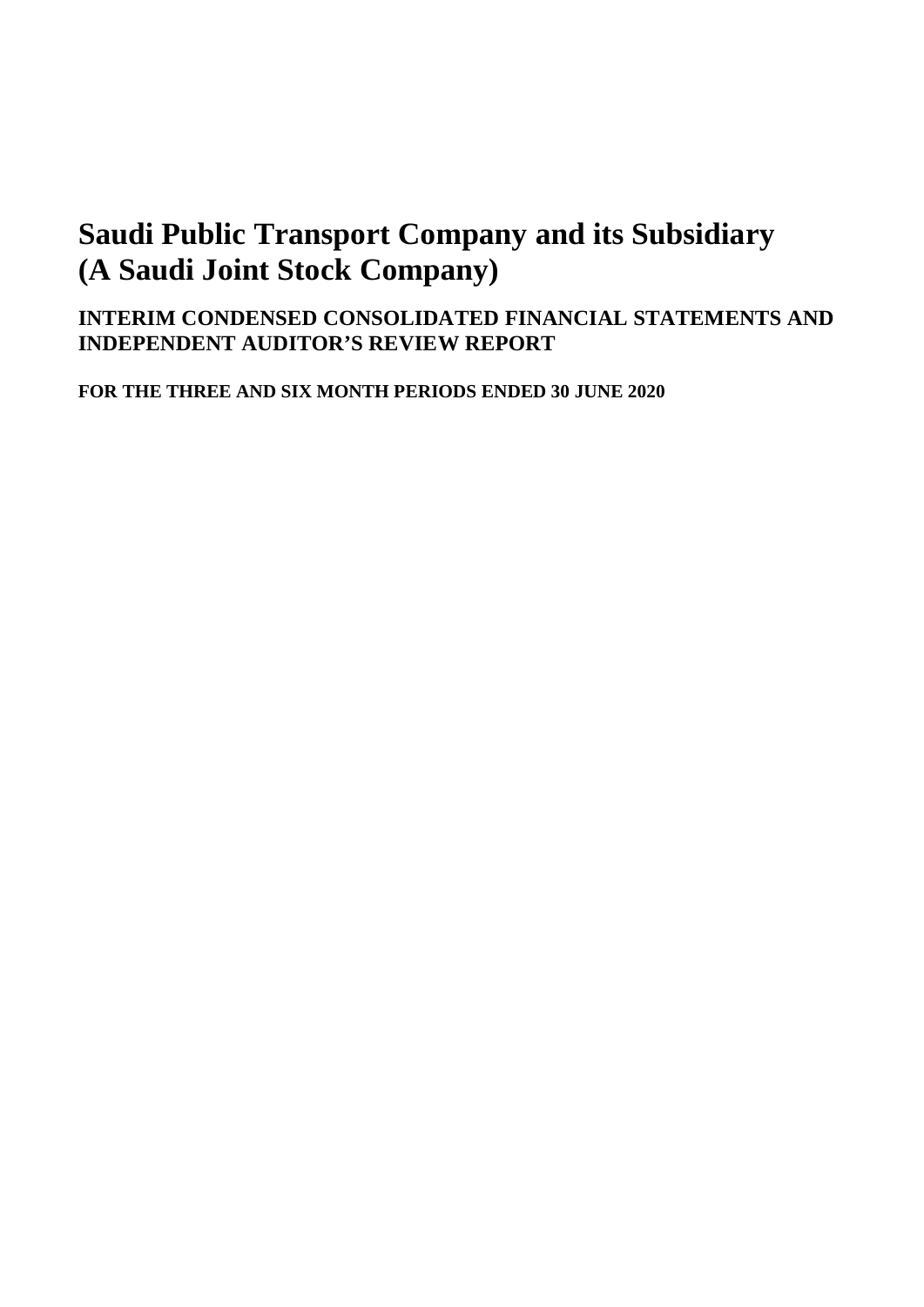# Saudi Public Transport Company and its Subsidiary
# (A Saudi Joint Stock Company)

## INTERIM CONDENSED CONSOLIDATED FINANCIAL STATEMENTS AND INDEPENDENT AUDITOR'S REVIEW REPORT

**FOR THE THREE AND SIX MONTH PERIODS ENDED 30 JUNE 2020**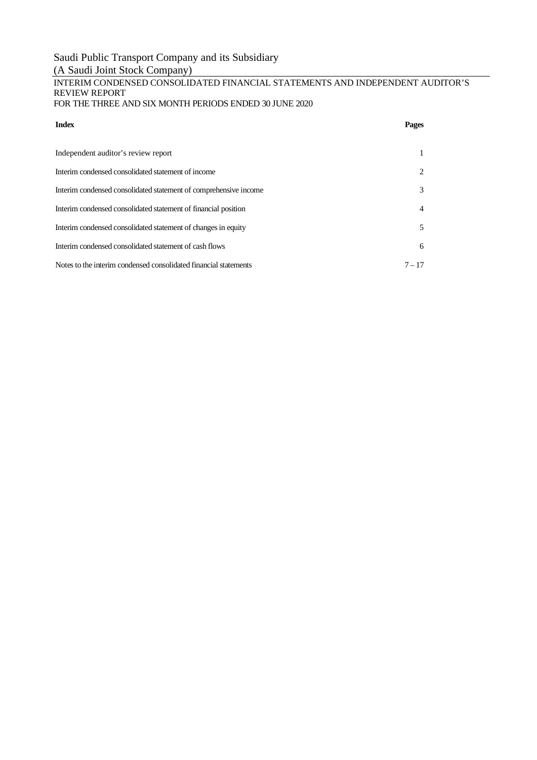# Saudi Public Transport Company and its Subsidiary
(A Saudi Joint Stock Company)

INTERIM CONDENSED CONSOLIDATED FINANCIAL STATEMENTS AND INDEPENDENT AUDITOR'S REVIEW REPORT
FOR THE THREE AND SIX MONTH PERIODS ENDED 30 JUNE 2020

| **Index** | **Pages** |
|---|---|
| Independent auditor's review report | 1 |
| Interim condensed consolidated statement of income | 2 |
| Interim condensed consolidated statement of comprehensive income | 3 |
| Interim condensed consolidated statement of financial position | 4 |
| Interim condensed consolidated statement of changes in equity | 5 |
| Interim condensed consolidated statement of cash flows | 6 |
| Notes to the interim condensed consolidated financial statements | 7 – 17 |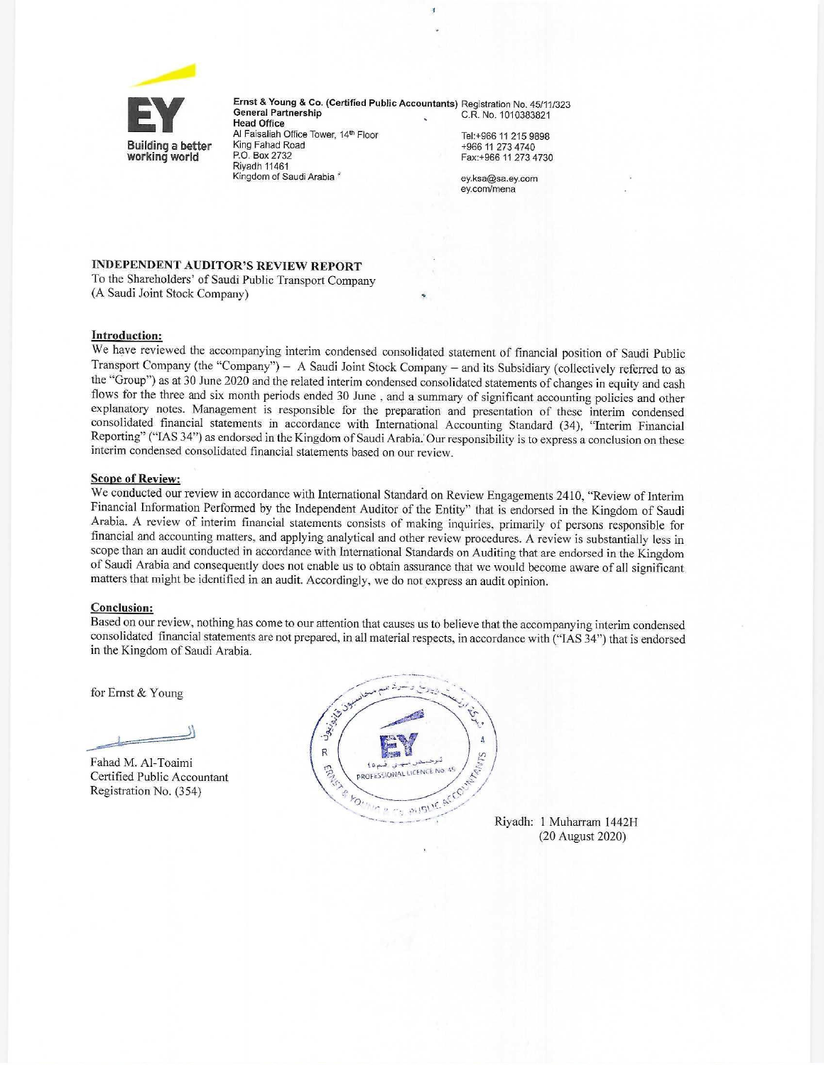Ernst & Young & Co. (Certified Public Accountants) General Partnership
Head Office
Al Faisaliah Office Tower, 14th Floor
King Fahad Road
P.O. Box 2732
Riyadh 11461
Kingdom of Saudi Arabia

Registration No. 45/11/323
C.R. No. 1010383821

Tel:+966 11 215 9898
+966 11 273 4740
Fax:+966 11 273 4730

ey.ksa@sa.ey.com
ey.com/mena

**INDEPENDENT AUDITOR'S REVIEW REPORT**
To the Shareholders' of Saudi Public Transport Company
(A Saudi Joint Stock Company)

**Introduction:**

We have reviewed the accompanying interim condensed consolidated statement of financial position of Saudi Public Transport Company (the "Company") – A Saudi Joint Stock Company – and its Subsidiary (collectively referred to as the "Group") as at 30 June 2020 and the related interim condensed consolidated statements of changes in equity and cash flows for the three and six month periods ended 30 June , and a summary of significant accounting policies and other explanatory notes. Management is responsible for the preparation and presentation of these interim condensed consolidated financial statements in accordance with International Accounting Standard (34), "Interim Financial Reporting" ("IAS 34") as endorsed in the Kingdom of Saudi Arabia. Our responsibility is to express a conclusion on these interim condensed consolidated financial statements based on our review.

**Scope of Review:**

We conducted our review in accordance with International Standard on Review Engagements 2410, "Review of Interim Financial Information Performed by the Independent Auditor of the Entity" that is endorsed in the Kingdom of Saudi Arabia. A review of interim financial statements consists of making inquiries, primarily of persons responsible for financial and accounting matters, and applying analytical and other review procedures. A review is substantially less in scope than an audit conducted in accordance with International Standards on Auditing that are endorsed in the Kingdom of Saudi Arabia and consequently does not enable us to obtain assurance that we would become aware of all significant matters that might be identified in an audit. Accordingly, we do not express an audit opinion.

**Conclusion:**

Based on our review, nothing has come to our attention that causes us to believe that the accompanying interim condensed consolidated financial statements are not prepared, in all material respects, in accordance with ("IAS 34") that is endorsed in the Kingdom of Saudi Arabia.

for Ernst & Young

Fahad M. Al-Toaimi
Certified Public Accountant
Registration No. (354)

Riyadh: 1 Muharram 1442H
(20 August 2020)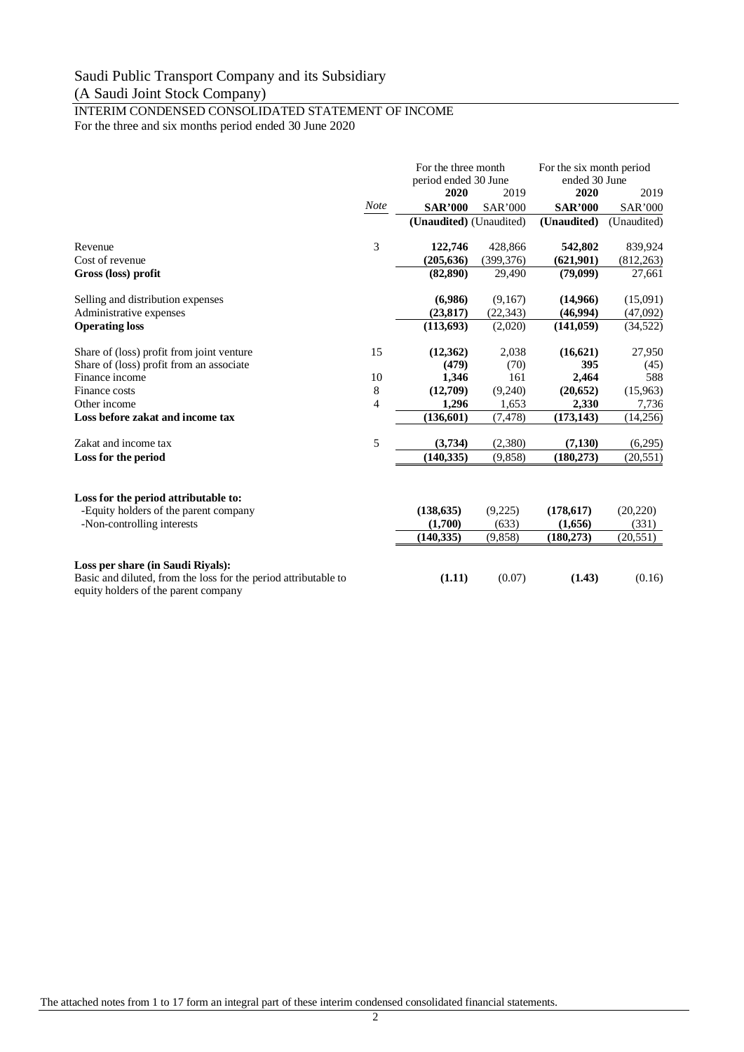# Saudi Public Transport Company and its Subsidiary
(A Saudi Joint Stock Company)

## INTERIM CONDENSED CONSOLIDATED STATEMENT OF INCOME
For the three and six months period ended 30 June 2020

| | *Note* | For the three month period ended 30 June | | For the six month period ended 30 June | |
|---|---|---|---|---|---|
| | | **2020** | 2019 | **2020** | 2019 |
| | | **SAR'000** | SAR'000 | **SAR'000** | SAR'000 |
| | | **(Unaudited)** | (Unaudited) | **(Unaudited)** | (Unaudited) |
| Revenue | 3 | **122,746** | 428,866 | **542,802** | 839,924 |
| Cost of revenue | | **(205,636)** | (399,376) | **(621,901)** | (812,263) |
| **Gross (loss) profit** | | **(82,890)** | 29,490 | **(79,099)** | 27,661 |
| Selling and distribution expenses | | **(6,986)** | (9,167) | **(14,966)** | (15,091) |
| Administrative expenses | | **(23,817)** | (22,343) | **(46,994)** | (47,092) |
| **Operating loss** | | **(113,693)** | (2,020) | **(141,059)** | (34,522) |
| Share of (loss) profit from joint venture | 15 | **(12,362)** | 2,038 | **(16,621)** | 27,950 |
| Share of (loss) profit from an associate | | **(479)** | (70) | **395** | (45) |
| Finance income | 10 | **1,346** | 161 | **2,464** | 588 |
| Finance costs | 8 | **(12,709)** | (9,240) | **(20,652)** | (15,963) |
| Other income | 4 | **1,296** | 1,653 | **2,330** | 7,736 |
| **Loss before zakat and income tax** | | **(136,601)** | (7,478) | **(173,143)** | (14,256) |
| Zakat and income tax | 5 | **(3,734)** | (2,380) | **(7,130)** | (6,295) |
| **Loss for the period** | | **(140,335)** | (9,858) | **(180,273)** | (20,551) |
| **Loss for the period attributable to:** | | | | | |
| -Equity holders of the parent company | | **(138,635)** | (9,225) | **(178,617)** | (20,220) |
| -Non-controlling interests | | **(1,700)** | (633) | **(1,656)** | (331) |
| | | **(140,335)** | (9,858) | **(180,273)** | (20,551) |
| **Loss per share (in Saudi Riyals):** | | | | | |
| Basic and diluted, from the loss for the period attributable to equity holders of the parent company | | **(1.11)** | (0.07) | **(1.43)** | (0.16) |

The attached notes from 1 to 17 form an integral part of these interim condensed consolidated financial statements.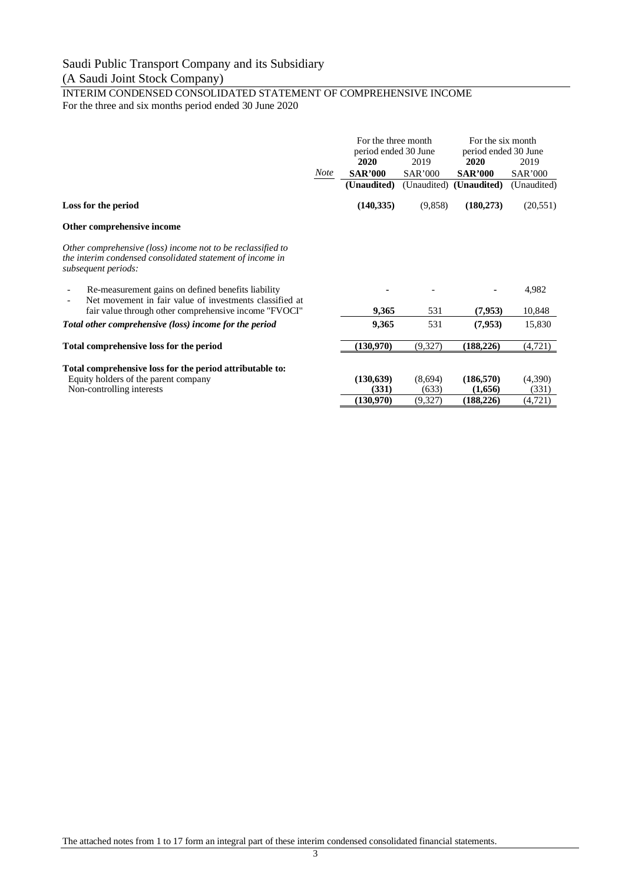# Saudi Public Transport Company and its Subsidiary

(A Saudi Joint Stock Company)

## INTERIM CONDENSED CONSOLIDATED STATEMENT OF COMPREHENSIVE INCOME

For the three and six months period ended 30 June 2020

| | *Note* | For the three month period ended 30 June | | For the six month period ended 30 June | |
|---|---|---|---|---|---|
| | | **2020** | 2019 | **2020** | 2019 |
| | | **SAR'000** | SAR'000 | **SAR'000** | SAR'000 |
| | | **(Unaudited)** | (Unaudited) | **(Unaudited)** | (Unaudited) |
| **Loss for the period** | | **(140,335)** | (9,858) | **(180,273)** | (20,551) |
| **Other comprehensive income** | | | | | |
| *Other comprehensive (loss) income not to be reclassified to the interim condensed consolidated statement of income in subsequent periods:* | | | | | |
| - Re-measurement gains on defined benefits liability | | **-** | - | **-** | 4,982 |
| - Net movement in fair value of investments classified at fair value through other comprehensive income "FVOCI" | | **9,365** | 531 | **(7,953)** | 10,848 |
| ***Total other comprehensive (loss) income for the period*** | | **9,365** | 531 | **(7,953)** | 15,830 |
| **Total comprehensive loss for the period** | | **(130,970)** | (9,327) | **(188,226)** | (4,721) |
| **Total comprehensive loss for the period attributable to:** | | | | | |
| Equity holders of the parent company | | **(130,639)** | (8,694) | **(186,570)** | (4,390) |
| Non-controlling interests | | **(331)** | (633) | **(1,656)** | (331) |
| | | **(130,970)** | (9,327) | **(188,226)** | (4,721) |

The attached notes from 1 to 17 form an integral part of these interim condensed consolidated financial statements.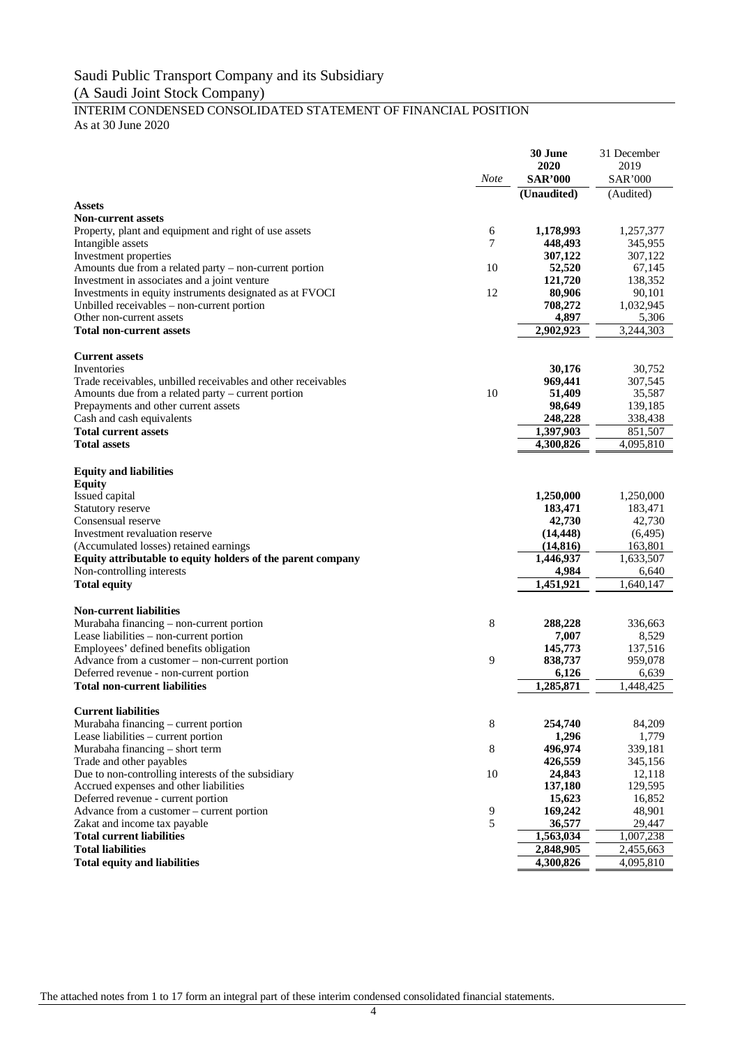# Saudi Public Transport Company and its Subsidiary

(A Saudi Joint Stock Company)

## INTERIM CONDENSED CONSOLIDATED STATEMENT OF FINANCIAL POSITION

As at 30 June 2020

| | *Note* | **30 June 2020 SAR'000** | 31 December 2019 SAR'000 |
|---|---|---|---|
| | | **(Unaudited)** | (Audited) |
| **Assets** | | | |
| **Non-current assets** | | | |
| Property, plant and equipment and right of use assets | 6 | **1,178,993** | 1,257,377 |
| Intangible assets | 7 | **448,493** | 345,955 |
| Investment properties | | **307,122** | 307,122 |
| Amounts due from a related party – non-current portion | 10 | **52,520** | 67,145 |
| Investment in associates and a joint venture | | **121,720** | 138,352 |
| Investments in equity instruments designated as at FVOCI | 12 | **80,906** | 90,101 |
| Unbilled receivables – non-current portion | | **708,272** | 1,032,945 |
| Other non-current assets | | **4,897** | 5,306 |
| **Total non-current assets** | | **2,902,923** | 3,244,303 |
| | | | |
| **Current assets** | | | |
| Inventories | | **30,176** | 30,752 |
| Trade receivables, unbilled receivables and other receivables | | **969,441** | 307,545 |
| Amounts due from a related party – current portion | 10 | **51,409** | 35,587 |
| Prepayments and other current assets | | **98,649** | 139,185 |
| Cash and cash equivalents | | **248,228** | 338,438 |
| **Total current assets** | | **1,397,903** | 851,507 |
| **Total assets** | | **4,300,826** | 4,095,810 |
| | | | |
| **Equity and liabilities** | | | |
| **Equity** | | | |
| Issued capital | | **1,250,000** | 1,250,000 |
| Statutory reserve | | **183,471** | 183,471 |
| Consensual reserve | | **42,730** | 42,730 |
| Investment revaluation reserve | | **(14,448)** | (6,495) |
| (Accumulated losses) retained earnings | | **(14,816)** | 163,801 |
| **Equity attributable to equity holders of the parent company** | | **1,446,937** | 1,633,507 |
| Non-controlling interests | | **4,984** | 6,640 |
| **Total equity** | | **1,451,921** | 1,640,147 |
| | | | |
| **Non-current liabilities** | | | |
| Murabaha financing – non-current portion | 8 | **288,228** | 336,663 |
| Lease liabilities – non-current portion | | **7,007** | 8,529 |
| Employees' defined benefits obligation | | **145,773** | 137,516 |
| Advance from a customer – non-current portion | 9 | **838,737** | 959,078 |
| Deferred revenue - non-current portion | | **6,126** | 6,639 |
| **Total non-current liabilities** | | **1,285,871** | 1,448,425 |
| | | | |
| **Current liabilities** | | | |
| Murabaha financing – current portion | 8 | **254,740** | 84,209 |
| Lease liabilities – current portion | | **1,296** | 1,779 |
| Murabaha financing – short term | 8 | **496,974** | 339,181 |
| Trade and other payables | | **426,559** | 345,156 |
| Due to non-controlling interests of the subsidiary | 10 | **24,843** | 12,118 |
| Accrued expenses and other liabilities | | **137,180** | 129,595 |
| Deferred revenue - current portion | | **15,623** | 16,852 |
| Advance from a customer – current portion | 9 | **169,242** | 48,901 |
| Zakat and income tax payable | 5 | **36,577** | 29,447 |
| **Total current liabilities** | | **1,563,034** | 1,007,238 |
| **Total liabilities** | | **2,848,905** | 2,455,663 |
| **Total equity and liabilities** | | **4,300,826** | 4,095,810 |

The attached notes from 1 to 17 form an integral part of these interim condensed consolidated financial statements.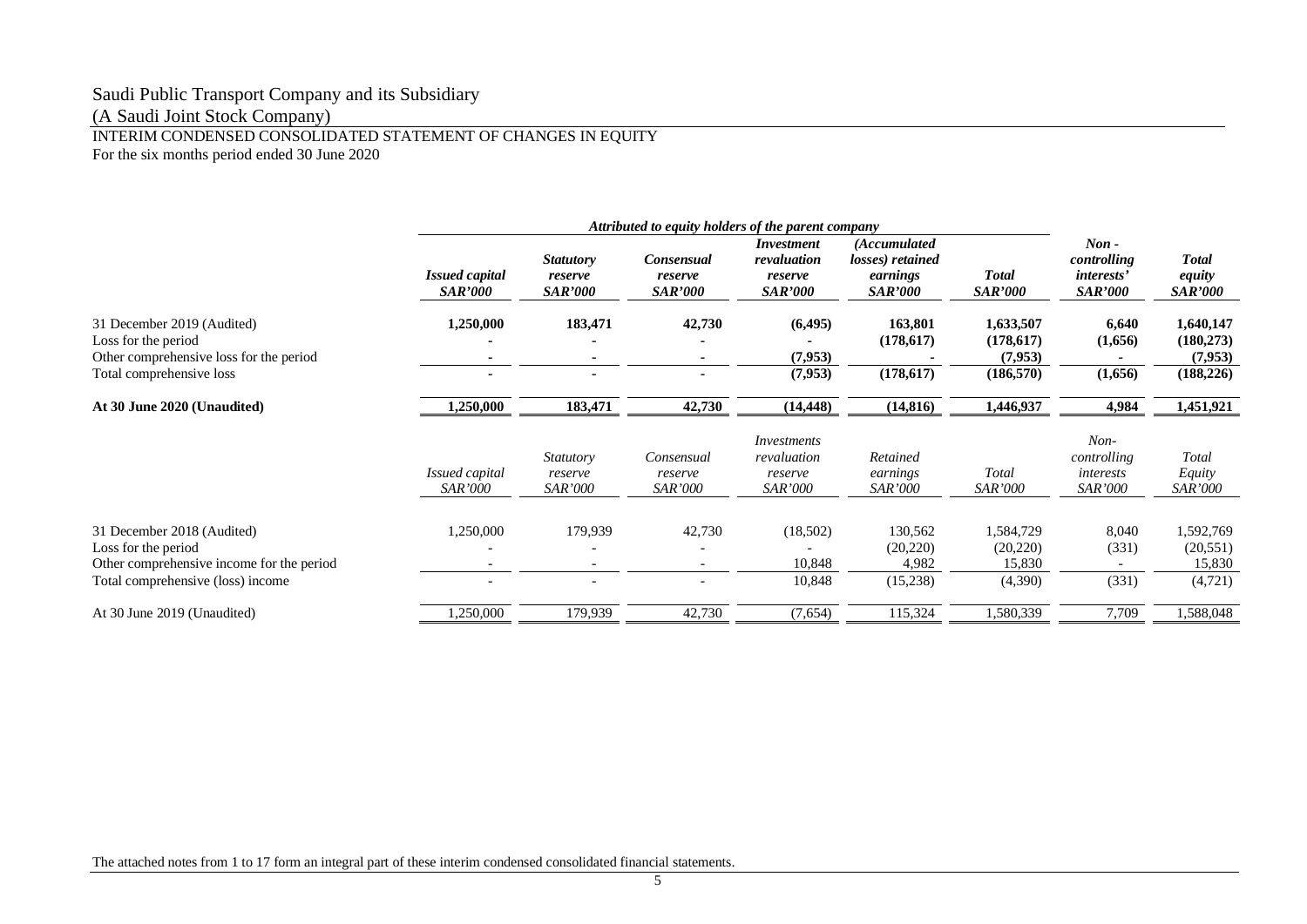# Saudi Public Transport Company and its Subsidiary

(A Saudi Joint Stock Company)

INTERIM CONDENSED CONSOLIDATED STATEMENT OF CHANGES IN EQUITY

For the six months period ended 30 June 2020

| | *Attributed to equity holders of the parent company* | | | | | | | | |
|---|---|---|---|---|---|---|---|---|---|
| | ***Issued capital SAR'000*** | ***Statutory reserve SAR'000*** | ***Consensual reserve SAR'000*** | ***Investment revaluation reserve SAR'000*** | ***(Accumulated losses) retained earnings SAR'000*** | ***Total SAR'000*** | ***Non - controlling interests' SAR'000*** | ***Total equity SAR'000*** |
| 31 December 2019 (Audited) | **1,250,000** | **183,471** | **42,730** | **(6,495)** | **163,801** | **1,633,507** | **6,640** | **1,640,147** |
| Loss for the period | **-** | **-** | **-** | **-** | **(178,617)** | **(178,617)** | **(1,656)** | **(180,273)** |
| Other comprehensive loss for the period | **-** | **-** | **-** | **(7,953)** | **-** | **(7,953)** | **-** | **(7,953)** |
| Total comprehensive loss | **-** | **-** | **-** | **(7,953)** | **(178,617)** | **(186,570)** | **(1,656)** | **(188,226)** |
| **At 30 June 2020 (Unaudited)** | **1,250,000** | **183,471** | **42,730** | **(14,448)** | **(14,816)** | **1,446,937** | **4,984** | **1,451,921** |

| | *Issued capital SAR'000* | *Statutory reserve SAR'000* | *Consensual reserve SAR'000* | *Investments revaluation reserve SAR'000* | *Retained earnings SAR'000* | *Total SAR'000* | *Non-controlling interests SAR'000* | *Total Equity SAR'000* |
|---|---|---|---|---|---|---|---|---|
| 31 December 2018 (Audited) | 1,250,000 | 179,939 | 42,730 | (18,502) | 130,562 | 1,584,729 | 8,040 | 1,592,769 |
| Loss for the period | - | - | - | - | (20,220) | (20,220) | (331) | (20,551) |
| Other comprehensive income for the period | - | - | - | 10,848 | 4,982 | 15,830 | - | 15,830 |
| Total comprehensive (loss) income | - | - | - | 10,848 | (15,238) | (4,390) | (331) | (4,721) |
| At 30 June 2019 (Unaudited) | 1,250,000 | 179,939 | 42,730 | (7,654) | 115,324 | 1,580,339 | 7,709 | 1,588,048 |

The attached notes from 1 to 17 form an integral part of these interim condensed consolidated financial statements.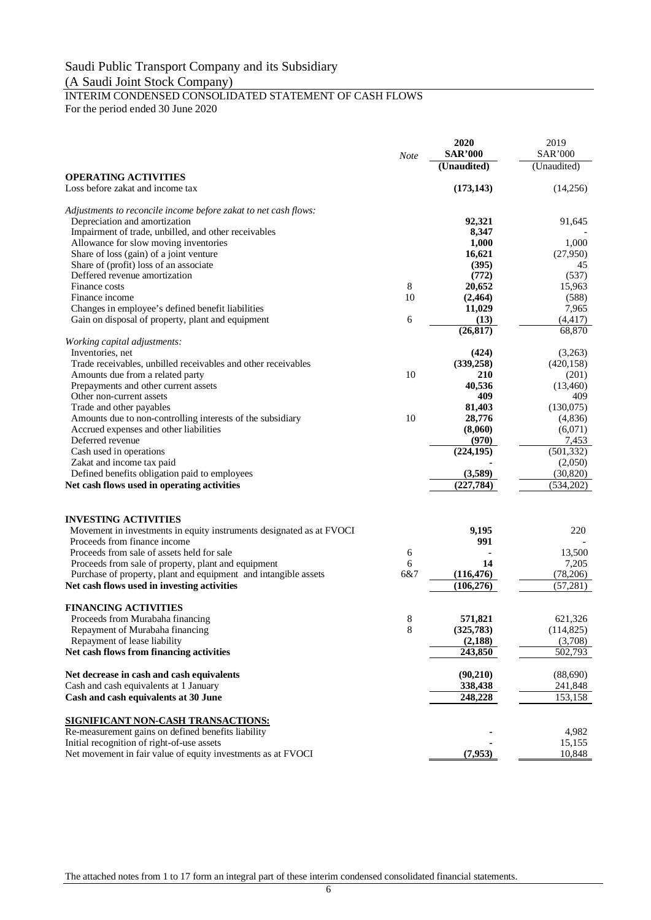Saudi Public Transport Company and its Subsidiary

(A Saudi Joint Stock Company)

INTERIM CONDENSED CONSOLIDATED STATEMENT OF CASH FLOWS

For the period ended 30 June 2020

| | *Note* | **2020** **SAR'000** **(Unaudited)** | 2019 SAR'000 (Unaudited) |
|---|---|---|---|
| **OPERATING ACTIVITIES** | | | |
| Loss before zakat and income tax | | **(173,143)** | (14,256) |
| *Adjustments to reconcile income before zakat to net cash flows:* | | | |
| Depreciation and amortization | | **92,321** | 91,645 |
| Impairment of trade, unbilled, and other receivables | | **8,347** | - |
| Allowance for slow moving inventories | | **1,000** | 1,000 |
| Share of loss (gain) of a joint venture | | **16,621** | (27,950) |
| Share of (profit) loss of an associate | | **(395)** | 45 |
| Deffered revenue amortization | | **(772)** | (537) |
| Finance costs | 8 | **20,652** | 15,963 |
| Finance income | 10 | **(2,464)** | (588) |
| Changes in employee's defined benefit liabilities | | **11,029** | 7,965 |
| Gain on disposal of property, plant and equipment | 6 | **(13)** | (4,417) |
| | | **(26,817)** | 68,870 |
| *Working capital adjustments:* | | | |
| Inventories, net | | **(424)** | (3,263) |
| Trade receivables, unbilled receivables and other receivables | | **(339,258)** | (420,158) |
| Amounts due from a related party | 10 | **210** | (201) |
| Prepayments and other current assets | | **40,536** | (13,460) |
| Other non-current assets | | **409** | 409 |
| Trade and other payables | | **81,403** | (130,075) |
| Amounts due to non-controlling interests of the subsidiary | 10 | **28,776** | (4,836) |
| Accrued expenses and other liabilities | | **(8,060)** | (6,071) |
| Deferred revenue | | **(970)** | 7,453 |
| Cash used in operations | | **(224,195)** | (501,332) |
| Zakat and income tax paid | | **-** | (2,050) |
| Defined benefits obligation paid to employees | | **(3,589)** | (30,820) |
| **Net cash flows used in operating activities** | | **(227,784)** | (534,202) |
| **INVESTING ACTIVITIES** | | | |
| Movement in investments in equity instruments designated as at FVOCI | | **9,195** | 220 |
| Proceeds from finance income | | **991** | - |
| Proceeds from sale of assets held for sale | 6 | **-** | 13,500 |
| Proceeds from sale of property, plant and equipment | 6 | **14** | 7,205 |
| Purchase of property, plant and equipment and intangible assets | 6&7 | **(116,476)** | (78,206) |
| **Net cash flows used in investing activities** | | **(106,276)** | (57,281) |
| **FINANCING ACTIVITIES** | | | |
| Proceeds from Murabaha financing | 8 | **571,821** | 621,326 |
| Repayment of Murabaha financing | 8 | **(325,783)** | (114,825) |
| Repayment of lease liability | | **(2,188)** | (3,708) |
| **Net cash flows from financing activities** | | **243,850** | 502,793 |
| **Net decrease in cash and cash equivalents** | | **(90,210)** | (88,690) |
| Cash and cash equivalents at 1 January | | **338,438** | 241,848 |
| **Cash and cash equivalents at 30 June** | | **248,228** | 153,158 |
| **SIGNIFICANT NON-CASH TRANSACTIONS:** | | | |
| Re-measurement gains on defined benefits liability | | **-** | 4,982 |
| Initial recognition of right-of-use assets | | **-** | 15,155 |
| Net movement in fair value of equity investments as at FVOCI | | **(7,953)** | 10,848 |

The attached notes from 1 to 17 form an integral part of these interim condensed consolidated financial statements.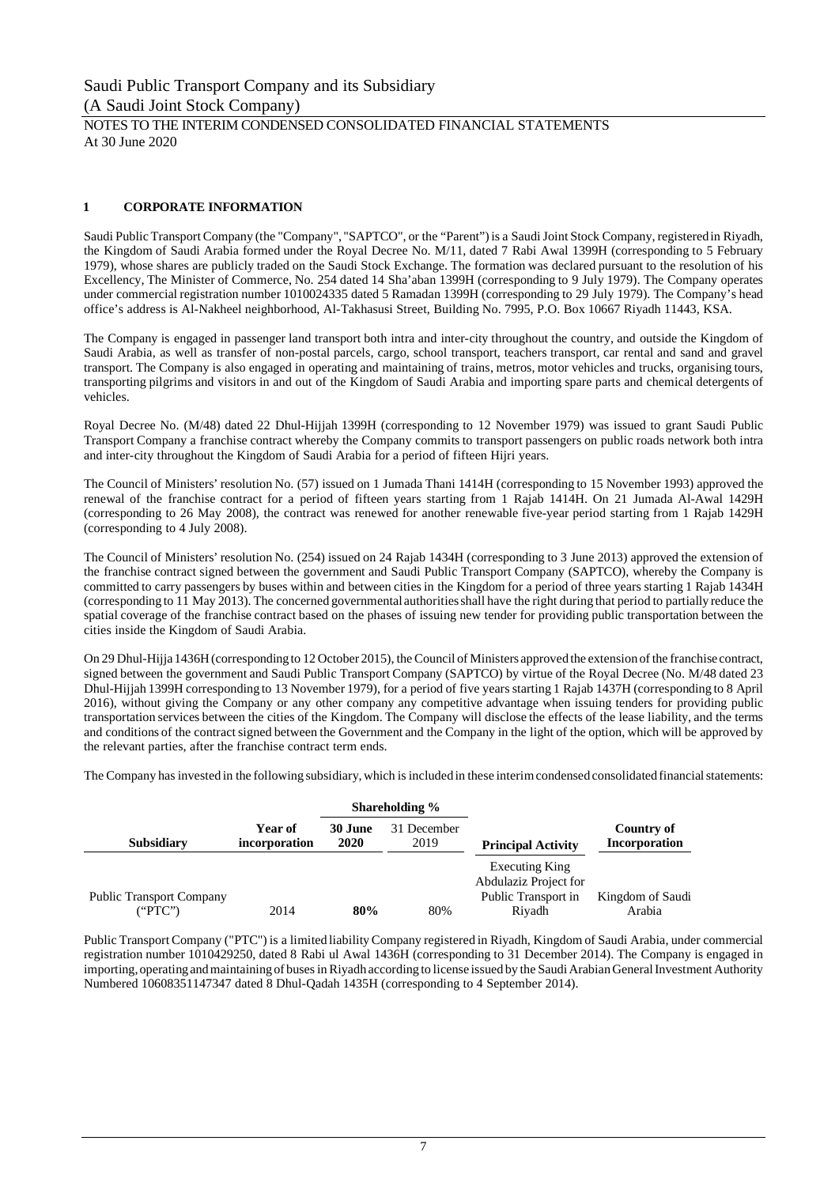Saudi Public Transport Company and its Subsidiary
(A Saudi Joint Stock Company)

NOTES TO THE INTERIM CONDENSED CONSOLIDATED FINANCIAL STATEMENTS
At 30 June 2020

## 1 CORPORATE INFORMATION

Saudi Public Transport Company (the "Company", "SAPTCO", or the "Parent") is a Saudi Joint Stock Company, registered in Riyadh, the Kingdom of Saudi Arabia formed under the Royal Decree No. M/11, dated 7 Rabi Awal 1399H (corresponding to 5 February 1979), whose shares are publicly traded on the Saudi Stock Exchange. The formation was declared pursuant to the resolution of his Excellency, The Minister of Commerce, No. 254 dated 14 Sha'aban 1399H (corresponding to 9 July 1979). The Company operates under commercial registration number 1010024335 dated 5 Ramadan 1399H (corresponding to 29 July 1979). The Company's head office's address is Al-Nakheel neighborhood, Al-Takhasusi Street, Building No. 7995, P.O. Box 10667 Riyadh 11443, KSA.

The Company is engaged in passenger land transport both intra and inter-city throughout the country, and outside the Kingdom of Saudi Arabia, as well as transfer of non-postal parcels, cargo, school transport, teachers transport, car rental and sand and gravel transport. The Company is also engaged in operating and maintaining of trains, metros, motor vehicles and trucks, organising tours, transporting pilgrims and visitors in and out of the Kingdom of Saudi Arabia and importing spare parts and chemical detergents of vehicles.

Royal Decree No. (M/48) dated 22 Dhul-Hijjah 1399H (corresponding to 12 November 1979) was issued to grant Saudi Public Transport Company a franchise contract whereby the Company commits to transport passengers on public roads network both intra and inter-city throughout the Kingdom of Saudi Arabia for a period of fifteen Hijri years.

The Council of Ministers' resolution No. (57) issued on 1 Jumada Thani 1414H (corresponding to 15 November 1993) approved the renewal of the franchise contract for a period of fifteen years starting from 1 Rajab 1414H. On 21 Jumada Al-Awal 1429H (corresponding to 26 May 2008), the contract was renewed for another renewable five-year period starting from 1 Rajab 1429H (corresponding to 4 July 2008).

The Council of Ministers' resolution No. (254) issued on 24 Rajab 1434H (corresponding to 3 June 2013) approved the extension of the franchise contract signed between the government and Saudi Public Transport Company (SAPTCO), whereby the Company is committed to carry passengers by buses within and between cities in the Kingdom for a period of three years starting 1 Rajab 1434H (corresponding to 11 May 2013). The concerned governmental authorities shall have the right during that period to partially reduce the spatial coverage of the franchise contract based on the phases of issuing new tender for providing public transportation between the cities inside the Kingdom of Saudi Arabia.

On 29 Dhul-Hijja 1436H (corresponding to 12 October 2015), the Council of Ministers approved the extension of the franchise contract, signed between the government and Saudi Public Transport Company (SAPTCO) by virtue of the Royal Decree (No. M/48 dated 23 Dhul-Hijjah 1399H corresponding to 13 November 1979), for a period of five years starting 1 Rajab 1437H (corresponding to 8 April 2016), without giving the Company or any other company any competitive advantage when issuing tenders for providing public transportation services between the cities of the Kingdom. The Company will disclose the effects of the lease liability, and the terms and conditions of the contract signed between the Government and the Company in the light of the option, which will be approved by the relevant parties, after the franchise contract term ends.

The Company has invested in the following subsidiary, which is included in these interim condensed consolidated financial statements:

| | | Shareholding % | | | |
|---|---|---|---|---|---|
| **Subsidiary** | **Year of incorporation** | **30 June 2020** | 31 December 2019 | **Principal Activity** | **Country of Incorporation** |
| Public Transport Company ("PTC") | 2014 | **80%** | 80% | Executing King Abdulaziz Project for Public Transport in Riyadh | Kingdom of Saudi Arabia |

Public Transport Company ("PTC") is a limited liability Company registered in Riyadh, Kingdom of Saudi Arabia, under commercial registration number 1010429250, dated 8 Rabi ul Awal 1436H (corresponding to 31 December 2014). The Company is engaged in importing, operating and maintaining of buses in Riyadh according to license issued by the Saudi Arabian General Investment Authority Numbered 10608351147347 dated 8 Dhul-Qadah 1435H (corresponding to 4 September 2014).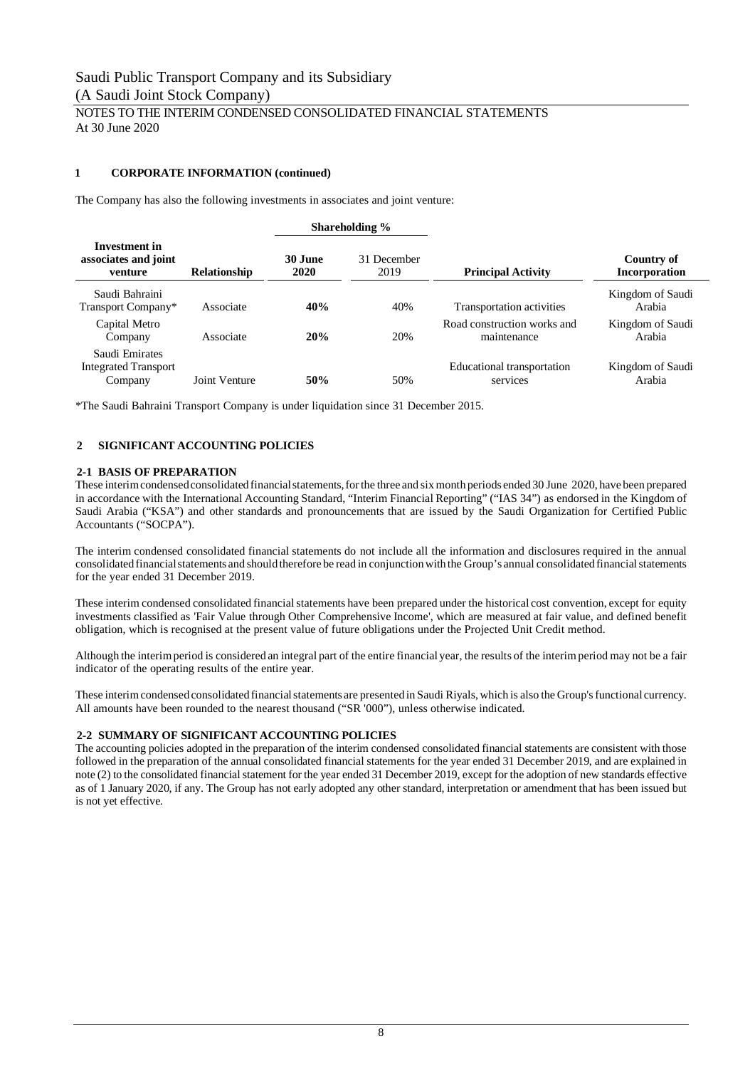Saudi Public Transport Company and its Subsidiary
(A Saudi Joint Stock Company)
NOTES TO THE INTERIM CONDENSED CONSOLIDATED FINANCIAL STATEMENTS
At 30 June 2020

## 1 CORPORATE INFORMATION (continued)

The Company has also the following investments in associates and joint venture:

| Investment in associates and joint venture | Relationship | Shareholding % | | Principal Activity | Country of Incorporation |
|---|---|---|---|---|---|
| | | **30 June 2020** | 31 December 2019 | | |
| Saudi Bahraini Transport Company* | Associate | **40%** | 40% | Transportation activities | Kingdom of Saudi Arabia |
| Capital Metro Company | Associate | **20%** | 20% | Road construction works and maintenance | Kingdom of Saudi Arabia |
| Saudi Emirates Integrated Transport Company | Joint Venture | **50%** | 50% | Educational transportation services | Kingdom of Saudi Arabia |

*The Saudi Bahraini Transport Company is under liquidation since 31 December 2015.

## 2 SIGNIFICANT ACCOUNTING POLICIES

### 2-1 BASIS OF PREPARATION

These interim condensed consolidated financial statements, for the three and six month periods ended 30 June 2020, have been prepared in accordance with the International Accounting Standard, "Interim Financial Reporting" ("IAS 34") as endorsed in the Kingdom of Saudi Arabia ("KSA") and other standards and pronouncements that are issued by the Saudi Organization for Certified Public Accountants ("SOCPA").

The interim condensed consolidated financial statements do not include all the information and disclosures required in the annual consolidated financial statements and should therefore be read in conjunction with the Group's annual consolidated financial statements for the year ended 31 December 2019.

These interim condensed consolidated financial statements have been prepared under the historical cost convention, except for equity investments classified as 'Fair Value through Other Comprehensive Income', which are measured at fair value, and defined benefit obligation, which is recognised at the present value of future obligations under the Projected Unit Credit method.

Although the interim period is considered an integral part of the entire financial year, the results of the interim period may not be a fair indicator of the operating results of the entire year.

These interim condensed consolidated financial statements are presented in Saudi Riyals, which is also the Group's functional currency. All amounts have been rounded to the nearest thousand ("SR '000"), unless otherwise indicated.

### 2-2 SUMMARY OF SIGNIFICANT ACCOUNTING POLICIES

The accounting policies adopted in the preparation of the interim condensed consolidated financial statements are consistent with those followed in the preparation of the annual consolidated financial statements for the year ended 31 December 2019, and are explained in note (2) to the consolidated financial statement for the year ended 31 December 2019, except for the adoption of new standards effective as of 1 January 2020, if any. The Group has not early adopted any other standard, interpretation or amendment that has been issued but is not yet effective.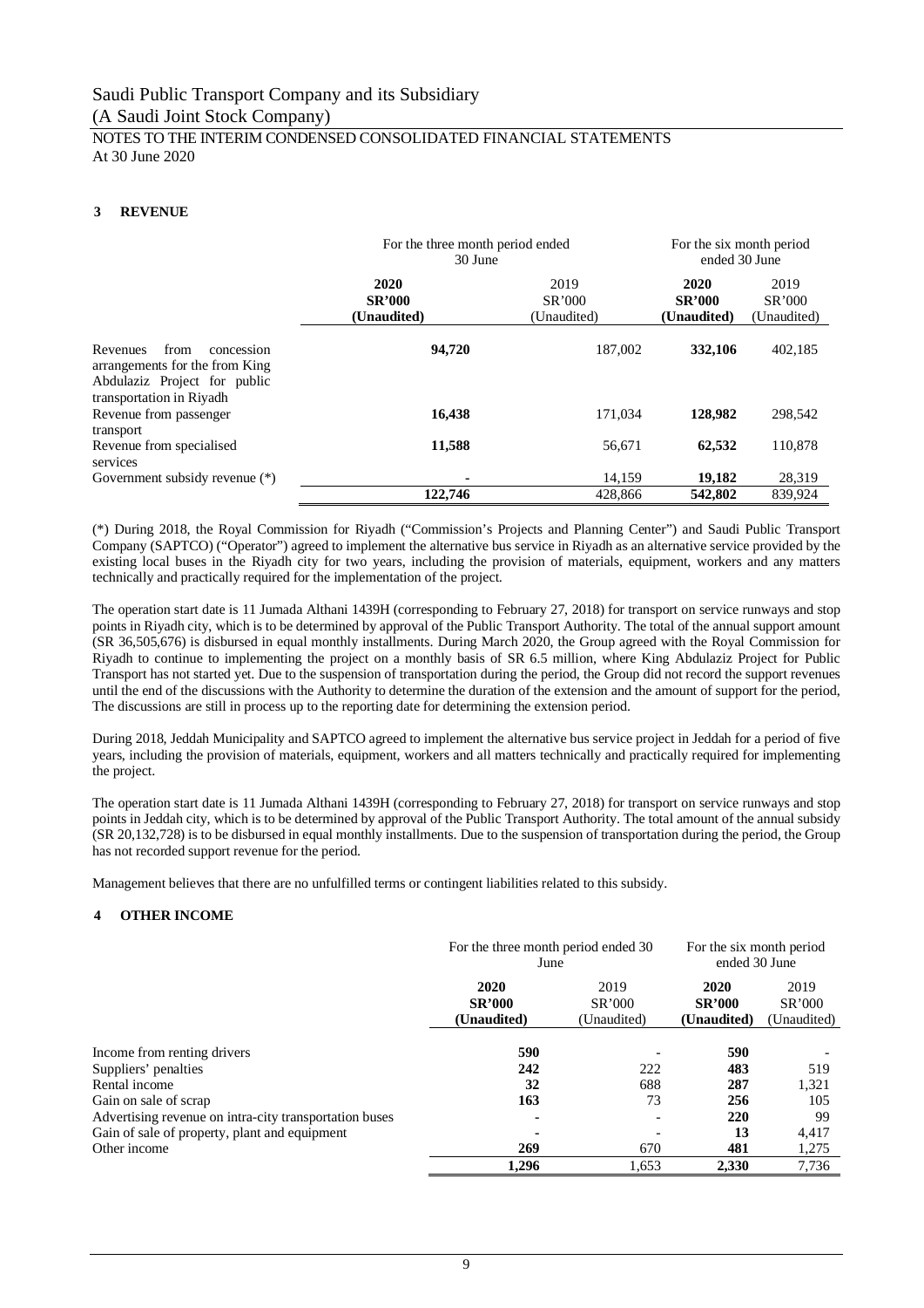Saudi Public Transport Company and its Subsidiary

(A Saudi Joint Stock Company)

NOTES TO THE INTERIM CONDENSED CONSOLIDATED FINANCIAL STATEMENTS

At 30 June 2020

## 3 REVENUE

| | For the three month period ended 30 June | | For the six month period ended 30 June | |
|---|---|---|---|---|
| | **2020 SR'000 (Unaudited)** | 2019 SR'000 (Unaudited) | **2020 SR'000 (Unaudited)** | 2019 SR'000 (Unaudited) |
| Revenues from concession arrangements for the from King Abdulaziz Project for public transportation in Riyadh | **94,720** | 187,002 | **332,106** | 402,185 |
| Revenue from passenger transport | **16,438** | 171,034 | **128,982** | 298,542 |
| Revenue from specialised services | **11,588** | 56,671 | **62,532** | 110,878 |
| Government subsidy revenue (*) | **-** | 14,159 | **19,182** | 28,319 |
| | **122,746** | 428,866 | **542,802** | 839,924 |

(*) During 2018, the Royal Commission for Riyadh ("Commission's Projects and Planning Center") and Saudi Public Transport Company (SAPTCO) ("Operator") agreed to implement the alternative bus service in Riyadh as an alternative service provided by the existing local buses in the Riyadh city for two years, including the provision of materials, equipment, workers and any matters technically and practically required for the implementation of the project.

The operation start date is 11 Jumada Althani 1439H (corresponding to February 27, 2018) for transport on service runways and stop points in Riyadh city, which is to be determined by approval of the Public Transport Authority. The total of the annual support amount (SR 36,505,676) is disbursed in equal monthly installments. During March 2020, the Group agreed with the Royal Commission for Riyadh to continue to implementing the project on a monthly basis of SR 6.5 million, where King Abdulaziz Project for Public Transport has not started yet. Due to the suspension of transportation during the period, the Group did not record the support revenues until the end of the discussions with the Authority to determine the duration of the extension and the amount of support for the period, The discussions are still in process up to the reporting date for determining the extension period.

During 2018, Jeddah Municipality and SAPTCO agreed to implement the alternative bus service project in Jeddah for a period of five years, including the provision of materials, equipment, workers and all matters technically and practically required for implementing the project.

The operation start date is 11 Jumada Althani 1439H (corresponding to February 27, 2018) for transport on service runways and stop points in Jeddah city, which is to be determined by approval of the Public Transport Authority. The total amount of the annual subsidy (SR 20,132,728) is to be disbursed in equal monthly installments. Due to the suspension of transportation during the period, the Group has not recorded support revenue for the period.

Management believes that there are no unfulfilled terms or contingent liabilities related to this subsidy.

## 4 OTHER INCOME

| | For the three month period ended 30 June | | For the six month period ended 30 June | |
|---|---|---|---|---|
| | **2020 SR'000 (Unaudited)** | 2019 SR'000 (Unaudited) | **2020 SR'000 (Unaudited)** | 2019 SR'000 (Unaudited) |
| Income from renting drivers | **590** | - | **590** | - |
| Suppliers' penalties | **242** | 222 | **483** | 519 |
| Rental income | **32** | 688 | **287** | 1,321 |
| Gain on sale of scrap | **163** | 73 | **256** | 105 |
| Advertising revenue on intra-city transportation buses | **-** | - | **220** | 99 |
| Gain of sale of property, plant and equipment | **-** | - | **13** | 4,417 |
| Other income | **269** | 670 | **481** | 1,275 |
| | **1,296** | 1,653 | **2,330** | 7,736 |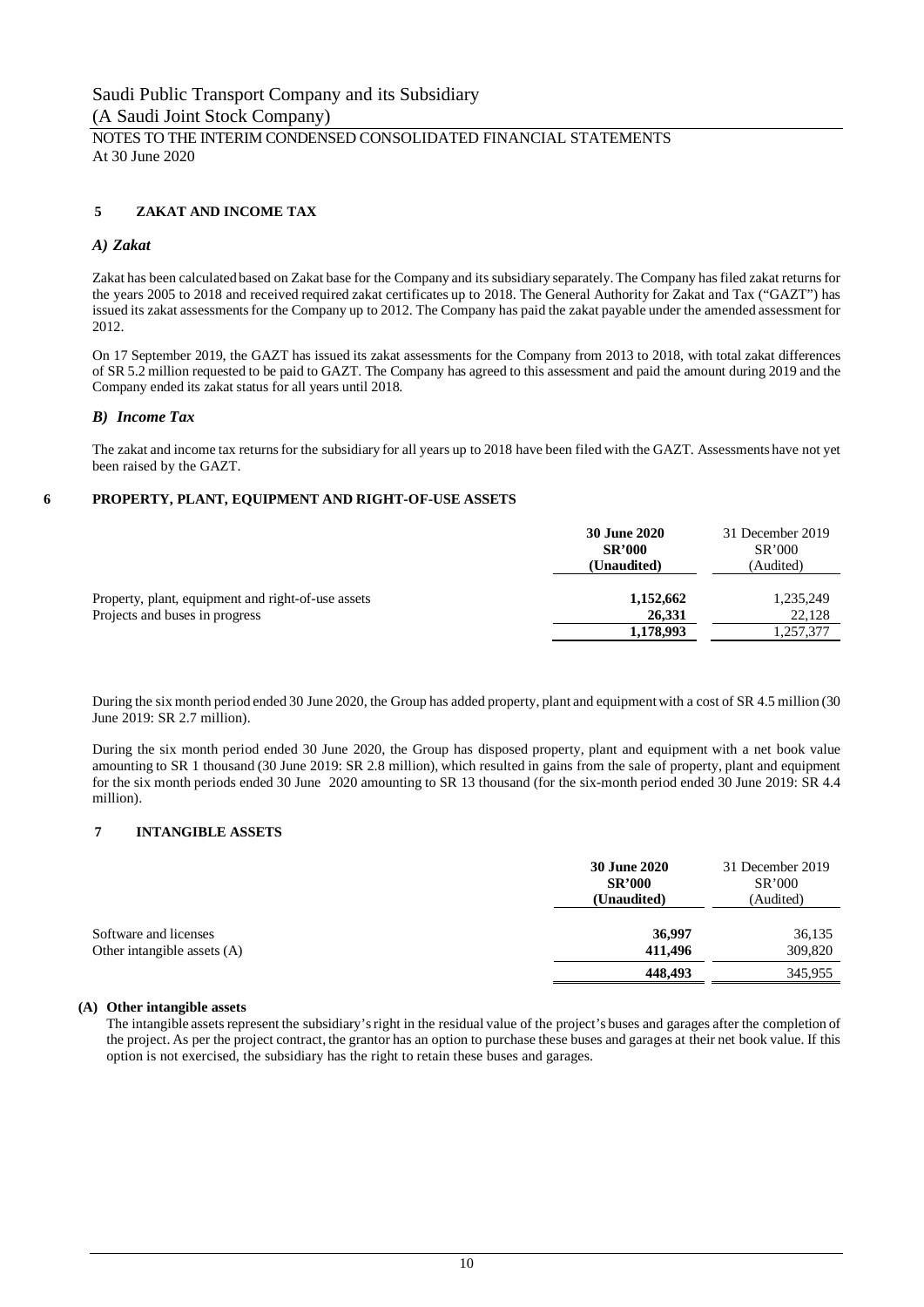Saudi Public Transport Company and its Subsidiary
(A Saudi Joint Stock Company)

NOTES TO THE INTERIM CONDENSED CONSOLIDATED FINANCIAL STATEMENTS
At 30 June 2020

## 5 ZAKAT AND INCOME TAX

### *A) Zakat*

Zakat has been calculated based on Zakat base for the Company and its subsidiary separately. The Company has filed zakat returns for the years 2005 to 2018 and received required zakat certificates up to 2018. The General Authority for Zakat and Tax ("GAZT") has issued its zakat assessments for the Company up to 2012. The Company has paid the zakat payable under the amended assessment for 2012.

On 17 September 2019, the GAZT has issued its zakat assessments for the Company from 2013 to 2018, with total zakat differences of SR 5.2 million requested to be paid to GAZT. The Company has agreed to this assessment and paid the amount during 2019 and the Company ended its zakat status for all years until 2018.

### *B) Income Tax*

The zakat and income tax returns for the subsidiary for all years up to 2018 have been filed with the GAZT. Assessments have not yet been raised by the GAZT.

## 6 PROPERTY, PLANT, EQUIPMENT AND RIGHT-OF-USE ASSETS

| | **30 June 2020 SR'000 (Unaudited)** | 31 December 2019 SR'000 (Audited) |
|---|---|---|
| Property, plant, equipment and right-of-use assets | **1,152,662** | 1,235,249 |
| Projects and buses in progress | **26,331** | 22,128 |
| | **1,178,993** | 1,257,377 |

During the six month period ended 30 June 2020, the Group has added property, plant and equipment with a cost of SR 4.5 million (30 June 2019: SR 2.7 million).

During the six month period ended 30 June 2020, the Group has disposed property, plant and equipment with a net book value amounting to SR 1 thousand (30 June 2019: SR 2.8 million), which resulted in gains from the sale of property, plant and equipment for the six month periods ended 30 June 2020 amounting to SR 13 thousand (for the six-month period ended 30 June 2019: SR 4.4 million).

## 7 INTANGIBLE ASSETS

| | **30 June 2020 SR'000 (Unaudited)** | 31 December 2019 SR'000 (Audited) |
|---|---|---|
| Software and licenses | **36,997** | 36,135 |
| Other intangible assets (A) | **411,496** | 309,820 |
| | **448,493** | 345,955 |

**(A) Other intangible assets**

The intangible assets represent the subsidiary's right in the residual value of the project's buses and garages after the completion of the project. As per the project contract, the grantor has an option to purchase these buses and garages at their net book value. If this option is not exercised, the subsidiary has the right to retain these buses and garages.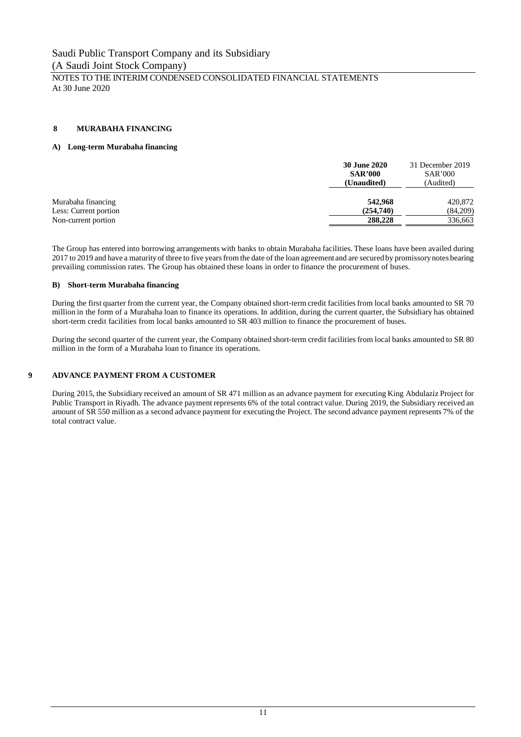## 8 MURABAHA FINANCING

### A) Long-term Murabaha financing

| | **30 June 2020 SAR'000 (Unaudited)** | 31 December 2019 SAR'000 (Audited) |
|---|---|---|
| Murabaha financing | **542,968** | 420,872 |
| Less: Current portion | **(254,740)** | (84,209) |
| Non-current portion | **288,228** | 336,663 |

The Group has entered into borrowing arrangements with banks to obtain Murabaha facilities. These loans have been availed during 2017 to 2019 and have a maturity of three to five years from the date of the loan agreement and are secured by promissory notes bearing prevailing commission rates. The Group has obtained these loans in order to finance the procurement of buses.

### B) Short-term Murabaha financing

During the first quarter from the current year, the Company obtained short-term credit facilities from local banks amounted to SR 70 million in the form of a Murabaha loan to finance its operations. In addition, during the current quarter, the Subsidiary has obtained short-term credit facilities from local banks amounted to SR 403 million to finance the procurement of buses.

During the second quarter of the current year, the Company obtained short-term credit facilities from local banks amounted to SR 80 million in the form of a Murabaha loan to finance its operations.

## 9 ADVANCE PAYMENT FROM A CUSTOMER

During 2015, the Subsidiary received an amount of SR 471 million as an advance payment for executing King Abdulaziz Project for Public Transport in Riyadh. The advance payment represents 6% of the total contract value. During 2019, the Subsidiary received an amount of SR 550 million as a second advance payment for executing the Project. The second advance payment represents 7% of the total contract value.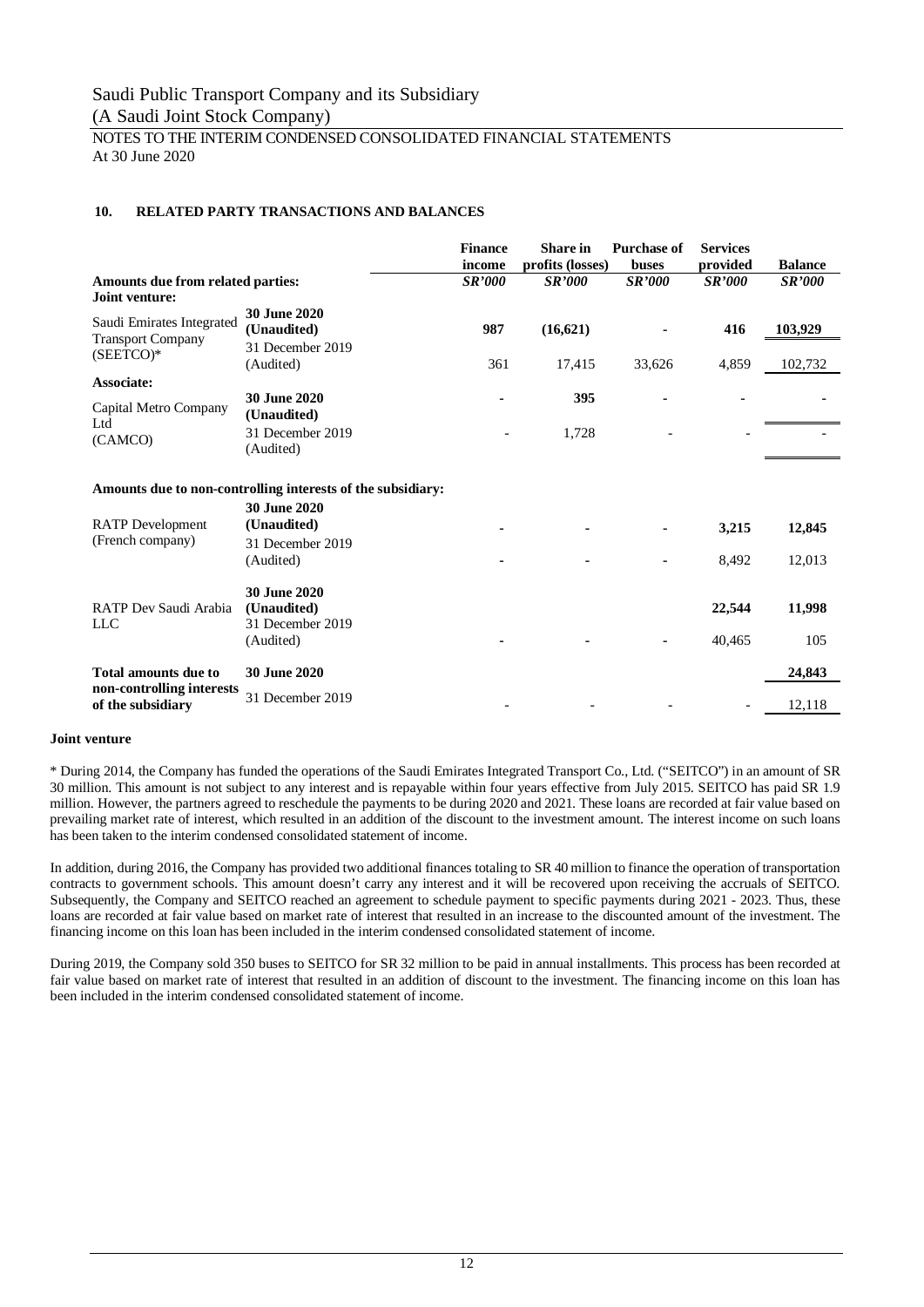## 10. RELATED PARTY TRANSACTIONS AND BALANCES

| | | Finance income | Share in profits (losses) | Purchase of buses | Services provided | Balance |
|---|---|---|---|---|---|---|
| **Amounts due from related parties:** | | ***SR'000*** | ***SR'000*** | ***SR'000*** | ***SR'000*** | ***SR'000*** |
| **Joint venture:** | | | | | | |
| Saudi Emirates Integrated Transport Company (SEETCO)* | **30 June 2020 (Unaudited)** | **987** | **(16,621)** | **-** | **416** | **103,929** |
| | 31 December 2019 (Audited) | 361 | 17,415 | 33,626 | 4,859 | 102,732 |
| **Associate:** | | | | | | |
| Capital Metro Company Ltd (CAMCO) | **30 June 2020 (Unaudited)** | **-** | **395** | **-** | **-** | **-** |
| | 31 December 2019 (Audited) | - | 1,728 | - | - | - |
| **Amounts due to non-controlling interests of the subsidiary:** | | | | | | |
| RATP Development (French company) | **30 June 2020 (Unaudited)** | **-** | **-** | **-** | **3,215** | **12,845** |
| | 31 December 2019 (Audited) | - | - | - | 8,492 | 12,013 |
| RATP Dev Saudi Arabia LLC | **30 June 2020 (Unaudited)** | | | | **22,544** | **11,998** |
| | 31 December 2019 (Audited) | - | - | - | 40,465 | 105 |
| **Total amounts due to non-controlling interests of the subsidiary** | **30 June 2020** | | | | | **24,843** |
| | 31 December 2019 | - | - | - | - | 12,118 |

**Joint venture**

* During 2014, the Company has funded the operations of the Saudi Emirates Integrated Transport Co., Ltd. ("SEITCO") in an amount of SR 30 million. This amount is not subject to any interest and is repayable within four years effective from July 2015. SEITCO has paid SR 1.9 million. However, the partners agreed to reschedule the payments to be during 2020 and 2021. These loans are recorded at fair value based on prevailing market rate of interest, which resulted in an addition of the discount to the investment amount. The interest income on such loans has been taken to the interim condensed consolidated statement of income.

In addition, during 2016, the Company has provided two additional finances totaling to SR 40 million to finance the operation of transportation contracts to government schools. This amount doesn't carry any interest and it will be recovered upon receiving the accruals of SEITCO. Subsequently, the Company and SEITCO reached an agreement to schedule payment to specific payments during 2021 - 2023. Thus, these loans are recorded at fair value based on market rate of interest that resulted in an increase to the discounted amount of the investment. The financing income on this loan has been included in the interim condensed consolidated statement of income.

During 2019, the Company sold 350 buses to SEITCO for SR 32 million to be paid in annual installments. This process has been recorded at fair value based on market rate of interest that resulted in an addition of discount to the investment. The financing income on this loan has been included in the interim condensed consolidated statement of income.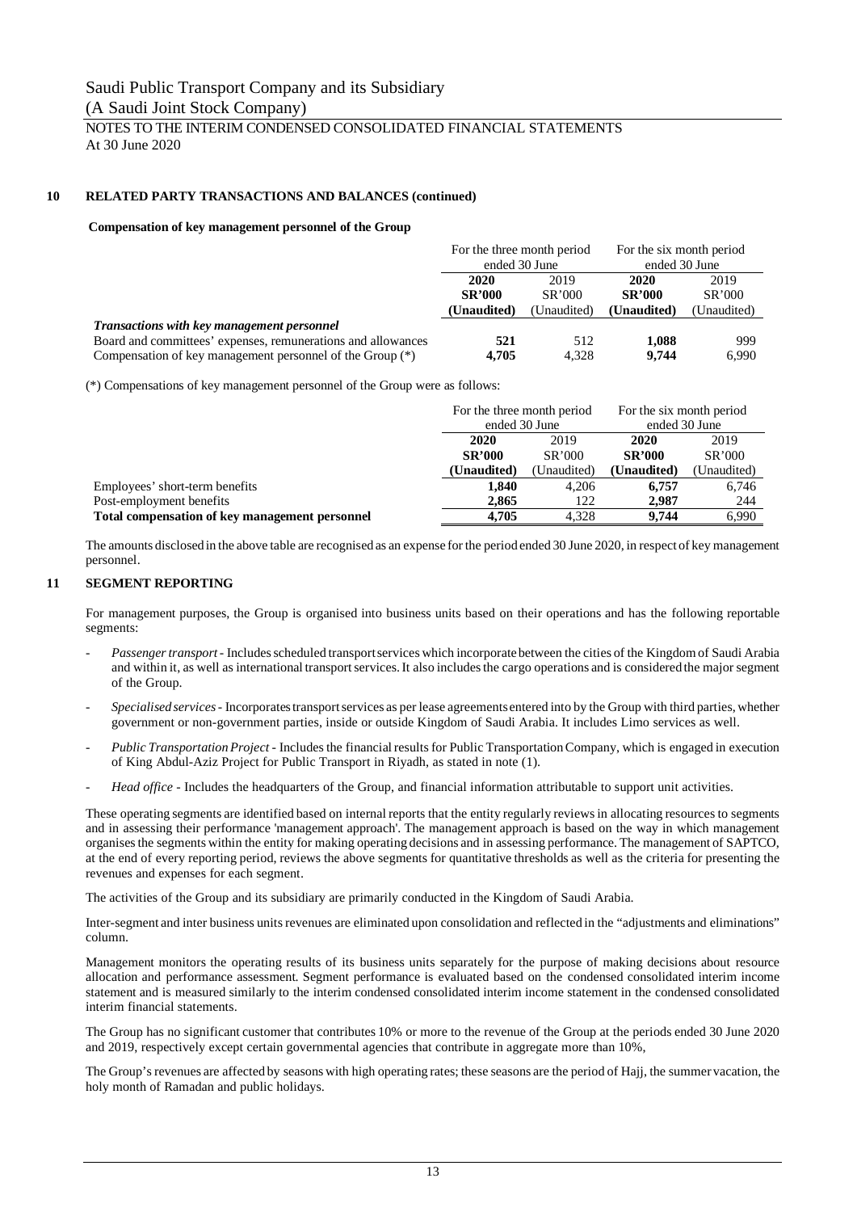## 10 RELATED PARTY TRANSACTIONS AND BALANCES (continued)

### Compensation of key management personnel of the Group

| | For the three month period ended 30 June | | For the six month period ended 30 June | |
|---|---|---|---|---|
| | **2020** | 2019 | **2020** | 2019 |
| | **SR'000** | SR'000 | **SR'000** | SR'000 |
| | **(Unaudited)** | (Unaudited) | **(Unaudited)** | (Unaudited) |
| ***Transactions with key management personnel*** | | | | |
| Board and committees' expenses, remunerations and allowances | **521** | 512 | **1,088** | 999 |
| Compensation of key management personnel of the Group (*) | **4,705** | 4,328 | **9,744** | 6,990 |

(*) Compensations of key management personnel of the Group were as follows:

| | For the three month period ended 30 June | | For the six month period ended 30 June | |
|---|---|---|---|---|
| | **2020** | 2019 | **2020** | 2019 |
| | **SR'000** | SR'000 | **SR'000** | SR'000 |
| | **(Unaudited)** | (Unaudited) | **(Unaudited)** | (Unaudited) |
| Employees' short-term benefits | **1,840** | 4,206 | **6,757** | 6,746 |
| Post-employment benefits | **2,865** | 122 | **2,987** | 244 |
| **Total compensation of key management personnel** | **4,705** | 4,328 | **9,744** | 6,990 |

The amounts disclosed in the above table are recognised as an expense for the period ended 30 June 2020, in respect of key management personnel.

## 11 SEGMENT REPORTING

For management purposes, the Group is organised into business units based on their operations and has the following reportable segments:

- *Passenger transport* - Includes scheduled transport services which incorporate between the cities of the Kingdom of Saudi Arabia and within it, as well as international transport services. It also includes the cargo operations and is considered the major segment of the Group.
- *Specialised services* - Incorporates transport services as per lease agreements entered into by the Group with third parties, whether government or non-government parties, inside or outside Kingdom of Saudi Arabia. It includes Limo services as well.
- *Public Transportation Project* - Includes the financial results for Public Transportation Company, which is engaged in execution of King Abdul-Aziz Project for Public Transport in Riyadh, as stated in note (1).
- *Head office* - Includes the headquarters of the Group, and financial information attributable to support unit activities.

These operating segments are identified based on internal reports that the entity regularly reviews in allocating resources to segments and in assessing their performance 'management approach'. The management approach is based on the way in which management organises the segments within the entity for making operating decisions and in assessing performance. The management of SAPTCO, at the end of every reporting period, reviews the above segments for quantitative thresholds as well as the criteria for presenting the revenues and expenses for each segment.

The activities of the Group and its subsidiary are primarily conducted in the Kingdom of Saudi Arabia.

Inter-segment and inter business units revenues are eliminated upon consolidation and reflected in the "adjustments and eliminations" column.

Management monitors the operating results of its business units separately for the purpose of making decisions about resource allocation and performance assessment. Segment performance is evaluated based on the condensed consolidated interim income statement and is measured similarly to the interim condensed consolidated interim income statement in the condensed consolidated interim financial statements.

The Group has no significant customer that contributes 10% or more to the revenue of the Group at the periods ended 30 June 2020 and 2019, respectively except certain governmental agencies that contribute in aggregate more than 10%,

The Group's revenues are affected by seasons with high operating rates; these seasons are the period of Hajj, the summer vacation, the holy month of Ramadan and public holidays.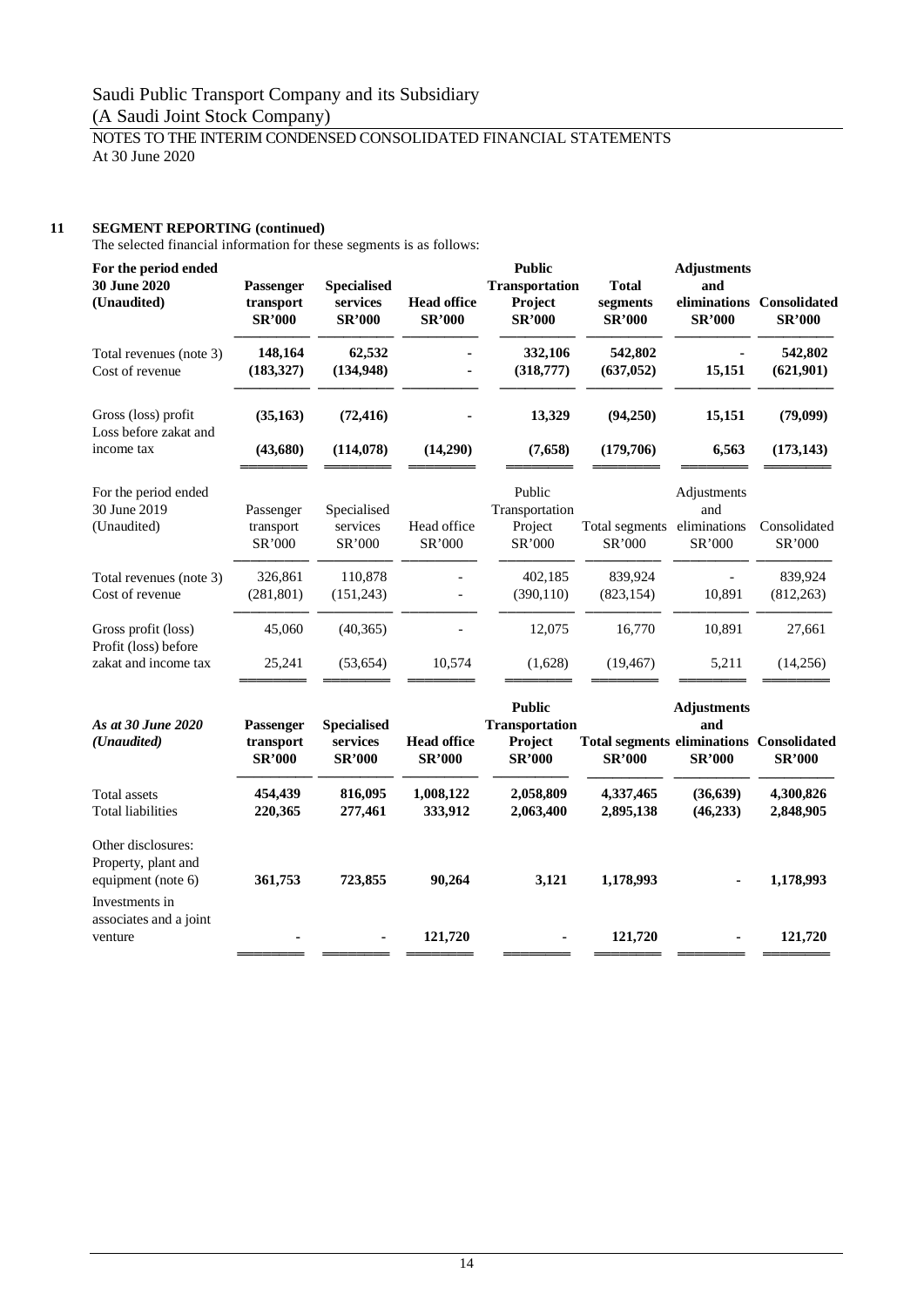Saudi Public Transport Company and its Subsidiary
(A Saudi Joint Stock Company)
NOTES TO THE INTERIM CONDENSED CONSOLIDATED FINANCIAL STATEMENTS
At 30 June 2020

## 11 SEGMENT REPORTING (continued)

The selected financial information for these segments is as follows:

| For the period ended 30 June 2020 (Unaudited) | Passenger transport SR'000 | Specialised services SR'000 | Head office SR'000 | Public Transportation Project SR'000 | Total segments SR'000 | Adjustments and eliminations SR'000 | Consolidated SR'000 |
|---|---|---|---|---|---|---|---|
| Total revenues (note 3) | **148,164** | **62,532** | **-** | **332,106** | **542,802** | **-** | **542,802** |
| Cost of revenue | **(183,327)** | **(134,948)** | **-** | **(318,777)** | **(637,052)** | **15,151** | **(621,901)** |
| Gross (loss) profit | **(35,163)** | **(72,416)** | **-** | **13,329** | **(94,250)** | **15,151** | **(79,099)** |
| Loss before zakat and income tax | **(43,680)** | **(114,078)** | **(14,290)** | **(7,658)** | **(179,706)** | **6,563** | **(173,143)** |

| For the period ended 30 June 2019 (Unaudited) | Passenger transport SR'000 | Specialised services SR'000 | Head office SR'000 | Public Transportation Project SR'000 | Total segments SR'000 | Adjustments and eliminations SR'000 | Consolidated SR'000 |
|---|---|---|---|---|---|---|---|
| Total revenues (note 3) | 326,861 | 110,878 | - | 402,185 | 839,924 | - | 839,924 |
| Cost of revenue | (281,801) | (151,243) | - | (390,110) | (823,154) | 10,891 | (812,263) |
| Gross profit (loss) | 45,060 | (40,365) | - | 12,075 | 16,770 | 10,891 | 27,661 |
| Profit (loss) before zakat and income tax | 25,241 | (53,654) | 10,574 | (1,628) | (19,467) | 5,211 | (14,256) |

| *As at 30 June 2020 (Unaudited)* | Passenger transport SR'000 | Specialised services SR'000 | Head office SR'000 | Public Transportation Project SR'000 | Total segments SR'000 | Adjustments and eliminations SR'000 | Consolidated SR'000 |
|---|---|---|---|---|---|---|---|
| Total assets | **454,439** | **816,095** | **1,008,122** | **2,058,809** | **4,337,465** | **(36,639)** | **4,300,826** |
| Total liabilities | **220,365** | **277,461** | **333,912** | **2,063,400** | **2,895,138** | **(46,233)** | **2,848,905** |
| Other disclosures: | | | | | | | |
| Property, plant and equipment (note 6) | **361,753** | **723,855** | **90,264** | **3,121** | **1,178,993** | **-** | **1,178,993** |
| Investments in associates and a joint venture | **-** | **-** | **121,720** | **-** | **121,720** | **-** | **121,720** |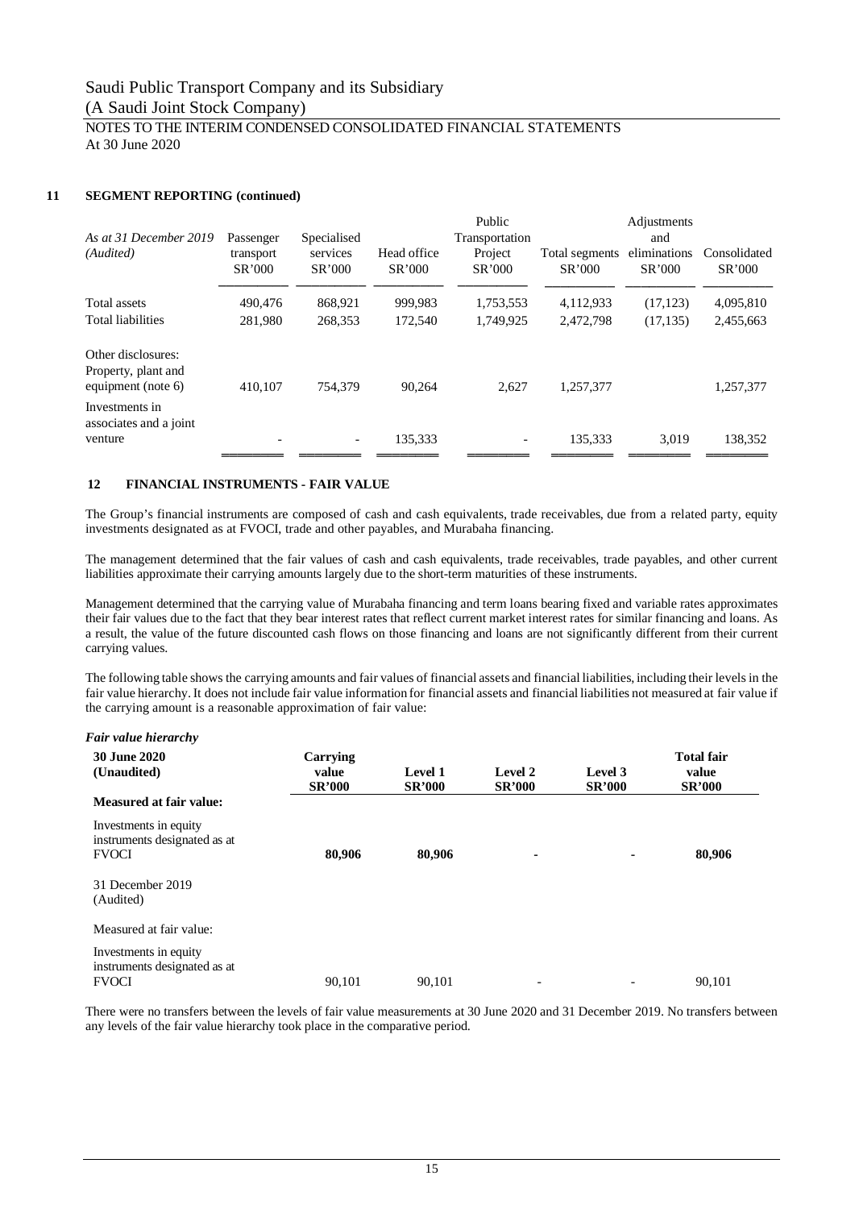Saudi Public Transport Company and its Subsidiary
(A Saudi Joint Stock Company)

NOTES TO THE INTERIM CONDENSED CONSOLIDATED FINANCIAL STATEMENTS
At 30 June 2020

## 11 SEGMENT REPORTING (continued)

| *As at 31 December 2019 (Audited)* | Passenger transport SR'000 | Specialised services SR'000 | Head office SR'000 | Public Transportation Project SR'000 | Total segments SR'000 | Adjustments and eliminations SR'000 | Consolidated SR'000 |
|---|---|---|---|---|---|---|---|
| Total assets | 490,476 | 868,921 | 999,983 | 1,753,553 | 4,112,933 | (17,123) | 4,095,810 |
| Total liabilities | 281,980 | 268,353 | 172,540 | 1,749,925 | 2,472,798 | (17,135) | 2,455,663 |
| Other disclosures: | | | | | | | |
| Property, plant and equipment (note 6) | 410,107 | 754,379 | 90,264 | 2,627 | 1,257,377 | | 1,257,377 |
| Investments in associates and a joint venture | - | - | 135,333 | - | 135,333 | 3,019 | 138,352 |

## 12 FINANCIAL INSTRUMENTS - FAIR VALUE

The Group's financial instruments are composed of cash and cash equivalents, trade receivables, due from a related party, equity investments designated as at FVOCI, trade and other payables, and Murabaha financing.

The management determined that the fair values of cash and cash equivalents, trade receivables, trade payables, and other current liabilities approximate their carrying amounts largely due to the short-term maturities of these instruments.

Management determined that the carrying value of Murabaha financing and term loans bearing fixed and variable rates approximates their fair values due to the fact that they bear interest rates that reflect current market interest rates for similar financing and loans. As a result, the value of the future discounted cash flows on those financing and loans are not significantly different from their current carrying values.

The following table shows the carrying amounts and fair values of financial assets and financial liabilities, including their levels in the fair value hierarchy. It does not include fair value information for financial assets and financial liabilities not measured at fair value if the carrying amount is a reasonable approximation of fair value:

***Fair value hierarchy***

| **30 June 2020 (Unaudited)** | **Carrying value SR'000** | **Level 1 SR'000** | **Level 2 SR'000** | **Level 3 SR'000** | **Total fair value SR'000** |
|---|---|---|---|---|---|
| **Measured at fair value:** | | | | | |
| Investments in equity instruments designated as at FVOCI | **80,906** | **80,906** | **-** | **-** | **80,906** |
| 31 December 2019 (Audited) | | | | | |
| Measured at fair value: | | | | | |
| Investments in equity instruments designated as at FVOCI | 90,101 | 90,101 | - | - | 90,101 |

There were no transfers between the levels of fair value measurements at 30 June 2020 and 31 December 2019. No transfers between any levels of the fair value hierarchy took place in the comparative period.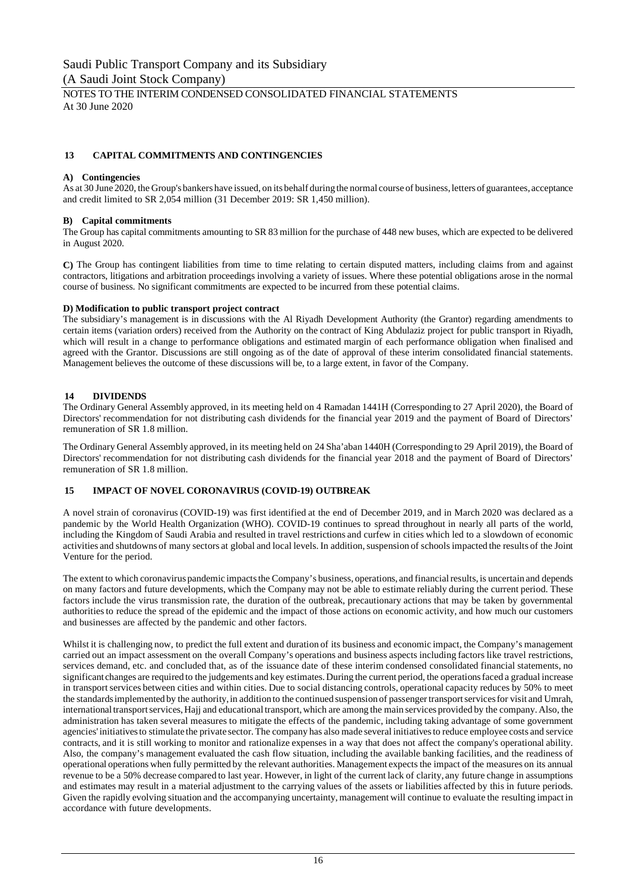## 13 CAPITAL COMMITMENTS AND CONTINGENCIES

**A) Contingencies**

As at 30 June 2020, the Group's bankers have issued, on its behalf during the normal course of business, letters of guarantees, acceptance and credit limited to SR 2,054 million (31 December 2019: SR 1,450 million).

**B) Capital commitments**

The Group has capital commitments amounting to SR 83 million for the purchase of 448 new buses, which are expected to be delivered in August 2020.

**C)** The Group has contingent liabilities from time to time relating to certain disputed matters, including claims from and against contractors, litigations and arbitration proceedings involving a variety of issues. Where these potential obligations arose in the normal course of business. No significant commitments are expected to be incurred from these potential claims.

**D) Modification to public transport project contract**

The subsidiary's management is in discussions with the Al Riyadh Development Authority (the Grantor) regarding amendments to certain items (variation orders) received from the Authority on the contract of King Abdulaziz project for public transport in Riyadh, which will result in a change to performance obligations and estimated margin of each performance obligation when finalised and agreed with the Grantor. Discussions are still ongoing as of the date of approval of these interim consolidated financial statements. Management believes the outcome of these discussions will be, to a large extent, in favor of the Company.

## 14 DIVIDENDS

The Ordinary General Assembly approved, in its meeting held on 4 Ramadan 1441H (Corresponding to 27 April 2020), the Board of Directors' recommendation for not distributing cash dividends for the financial year 2019 and the payment of Board of Directors' remuneration of SR 1.8 million.

The Ordinary General Assembly approved, in its meeting held on 24 Sha'aban 1440H (Corresponding to 29 April 2019), the Board of Directors' recommendation for not distributing cash dividends for the financial year 2018 and the payment of Board of Directors' remuneration of SR 1.8 million.

## 15 IMPACT OF NOVEL CORONAVIRUS (COVID-19) OUTBREAK

A novel strain of coronavirus (COVID-19) was first identified at the end of December 2019, and in March 2020 was declared as a pandemic by the World Health Organization (WHO). COVID-19 continues to spread throughout in nearly all parts of the world, including the Kingdom of Saudi Arabia and resulted in travel restrictions and curfew in cities which led to a slowdown of economic activities and shutdowns of many sectors at global and local levels. In addition, suspension of schools impacted the results of the Joint Venture for the period.

The extent to which coronavirus pandemic impacts the Company's business, operations, and financial results, is uncertain and depends on many factors and future developments, which the Company may not be able to estimate reliably during the current period. These factors include the virus transmission rate, the duration of the outbreak, precautionary actions that may be taken by governmental authorities to reduce the spread of the epidemic and the impact of those actions on economic activity, and how much our customers and businesses are affected by the pandemic and other factors.

Whilst it is challenging now, to predict the full extent and duration of its business and economic impact, the Company's management carried out an impact assessment on the overall Company's operations and business aspects including factors like travel restrictions, services demand, etc. and concluded that, as of the issuance date of these interim condensed consolidated financial statements, no significant changes are required to the judgements and key estimates. During the current period, the operations faced a gradual increase in transport services between cities and within cities. Due to social distancing controls, operational capacity reduces by 50% to meet the standards implemented by the authority, in addition to the continued suspension of passenger transport services for visit and Umrah, international transport services, Hajj and educational transport, which are among the main services provided by the company. Also, the administration has taken several measures to mitigate the effects of the pandemic, including taking advantage of some government agencies' initiatives to stimulate the private sector. The company has also made several initiatives to reduce employee costs and service contracts, and it is still working to monitor and rationalize expenses in a way that does not affect the company's operational ability. Also, the company's management evaluated the cash flow situation, including the available banking facilities, and the readiness of operational operations when fully permitted by the relevant authorities. Management expects the impact of the measures on its annual revenue to be a 50% decrease compared to last year. However, in light of the current lack of clarity, any future change in assumptions and estimates may result in a material adjustment to the carrying values of the assets or liabilities affected by this in future periods. Given the rapidly evolving situation and the accompanying uncertainty, management will continue to evaluate the resulting impact in accordance with future developments.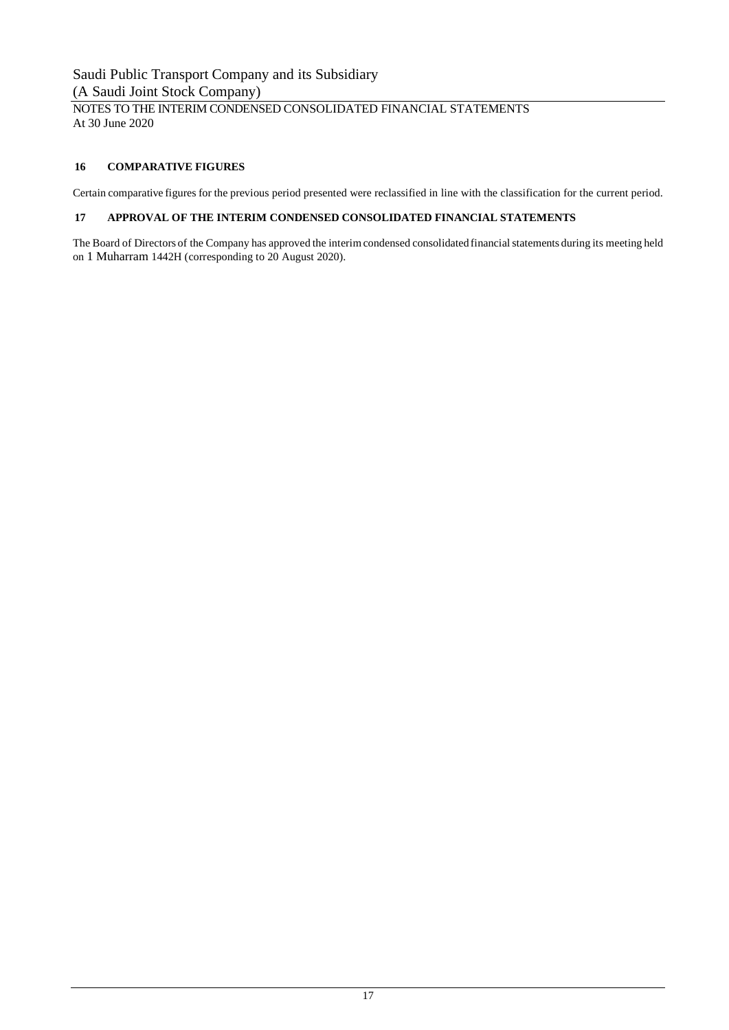## 16 COMPARATIVE FIGURES

Certain comparative figures for the previous period presented were reclassified in line with the classification for the current period.

## 17 APPROVAL OF THE INTERIM CONDENSED CONSOLIDATED FINANCIAL STATEMENTS

The Board of Directors of the Company has approved the interim condensed consolidated financial statements during its meeting held on 1 Muharram 1442H (corresponding to 20 August 2020).